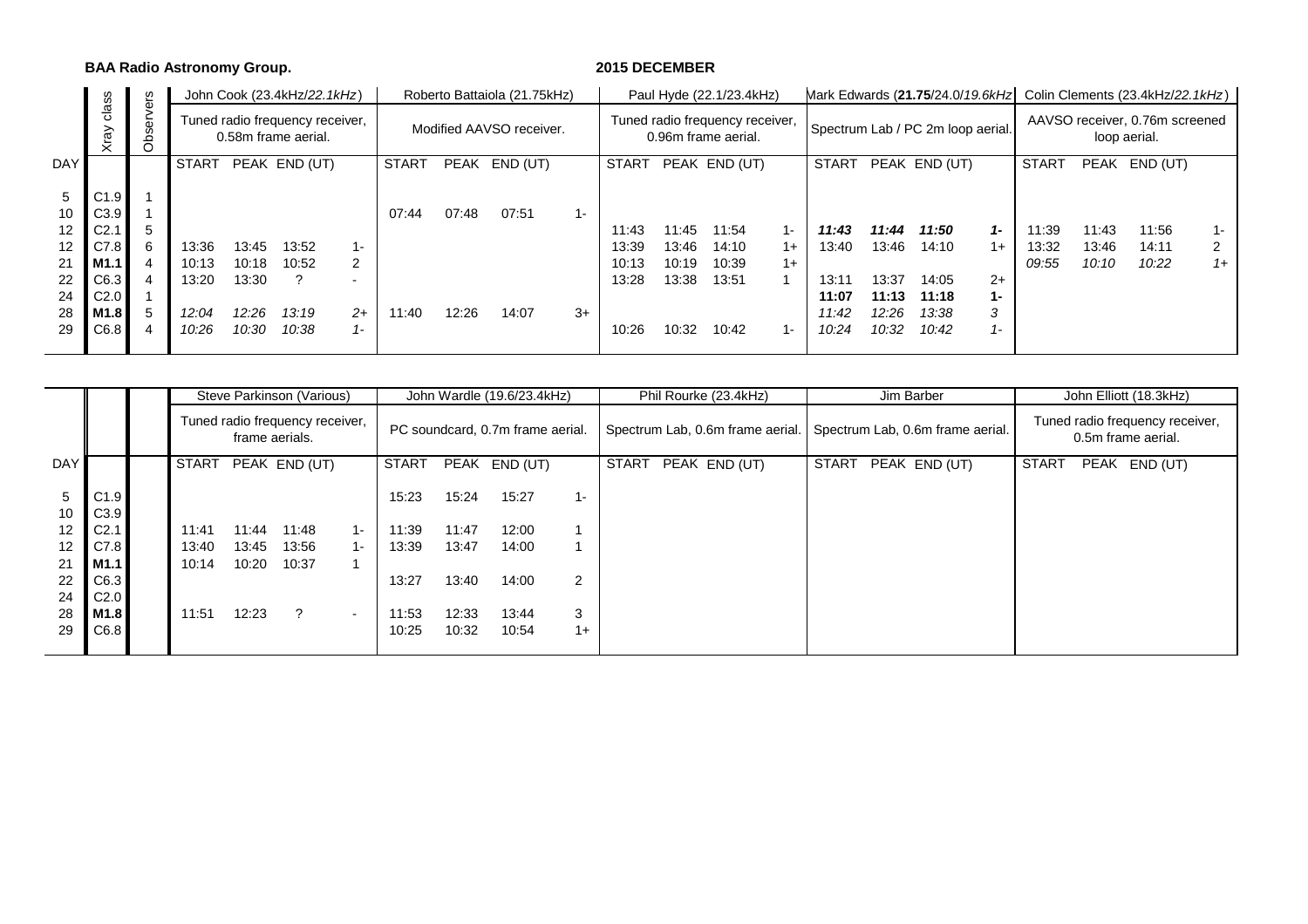**BAA Radio Astronomy Group.**

**2015 DECEMBER**

| DAY | Xray class | Observers | John Cook (23.4kHz/*22.1kHz*) Tuned radio frequency receiver, 0.58m frame aerial. START | PEAK | END (UT) | | Roberto Battaiola (21.75kHz) Modified AAVSO receiver. START | PEAK | END (UT) | | Paul Hyde (22.1/23.4kHz) Tuned radio frequency receiver, 0.96m frame aerial. START | PEAK | END (UT) | | Mark Edwards (**21.75**/24.0/*19.6kHz*) Spectrum Lab / PC 2m loop aerial. START | PEAK | END (UT) | | Colin Clements (23.4kHz/*22.1kHz*) AAVSO receiver, 0.76m screened loop aerial. START | PEAK | END (UT) | |
|---|---|---|---|---|---|---|---|---|---|---|---|---|---|---|---|---|---|---|---|---|---|---|---|---|
| 5 | C1.9 | 1 | | | | | | | | | | | | | | | | | | | | | | |
| 10 | C3.9 | 1 | | | | | 07:44 | 07:48 | 07:51 | 1- | | | | | | | | | | | | | | |
| 12 | C2.1 | 5 | | | | | | | | | 11:43 | 11:45 | 11:54 | 1- | ***11:43*** | ***11:44*** | ***11:50*** | ***1-*** | 11:39 | 11:43 | 11:56 | 1- |
| 12 | C7.8 | 6 | 13:36 | 13:45 | 13:52 | 1- | | | | | 13:39 | 13:46 | 14:10 | 1+ | 13:40 | 13:46 | 14:10 | 1+ | 13:32 | 13:46 | 14:11 | 2 |
| 21 | **M1.1** | 4 | 10:13 | 10:18 | 10:52 | 2 | | | | | 10:13 | 10:19 | 10:39 | 1+ | | | | | *09:55* | *10:10* | *10:22* | *1+* |
| 22 | C6.3 | 4 | 13:20 | 13:30 | ? | - | | | | | 13:28 | 13:38 | 13:51 | 1 | 13:11 | 13:37 | 14:05 | 2+ | | | | |
| 24 | C2.0 | 1 | | | | | | | | | | | | | **11:07** | **11:13** | **11:18** | **1-** | | | | |
| 28 | **M1.8** | 5 | *12:04* | *12:26* | *13:19* | *2+* | 11:40 | 12:26 | 14:07 | 3+ | | | | | *11:42* | *12:26* | *13:38* | *3* | | | | |
| 29 | C6.8 | 4 | *10:26* | *10:30* | *10:38* | *1-* | | | | | 10:26 | 10:32 | 10:42 | 1- | *10:24* | *10:32* | *10:42* | *1-* | | | | |

| DAY | Xray class | | Steve Parkinson (Various) Tuned radio frequency receiver, frame aerials. START | PEAK | END (UT) | | John Wardle (19.6/23.4kHz) PC soundcard, 0.7m frame aerial. START | PEAK | END (UT) | | Phil Rourke (23.4kHz) Spectrum Lab, 0.6m frame aerial. START | PEAK | END (UT) | | Jim Barber Spectrum Lab, 0.6m frame aerial. START | PEAK | END (UT) | | John Elliott (18.3kHz) Tuned radio frequency receiver, 0.5m frame aerial. START | PEAK | END (UT) | |
|---|---|---|---|---|---|---|---|---|---|---|---|---|---|---|---|---|---|---|---|---|---|---|---|---|
| 5 | C1.9 | | | | | | 15:23 | 15:24 | 15:27 | 1- | | | | | | | | | | | | |
| 10 | C3.9 | | | | | | | | | | | | | | | | | | | | | |
| 12 | C2.1 | | 11:41 | 11:44 | 11:48 | 1- | 11:39 | 11:47 | 12:00 | 1 | | | | | | | | | | | | |
| 12 | C7.8 | | 13:40 | 13:45 | 13:56 | 1- | 13:39 | 13:47 | 14:00 | 1 | | | | | | | | | | | | |
| 21 | **M1.1** | | 10:14 | 10:20 | 10:37 | 1 | | | | | | | | | | | | | | | | |
| 22 | C6.3 | | | | | | 13:27 | 13:40 | 14:00 | 2 | | | | | | | | | | | | |
| 24 | C2.0 | | | | | | | | | | | | | | | | | | | | | |
| 28 | **M1.8** | | 11:51 | 12:23 | ? | - | 11:53 | 12:33 | 13:44 | 3 | | | | | | | | | | | | |
| 29 | C6.8 | | | | | | 10:25 | 10:32 | 10:54 | 1+ | | | | | | | | | | | | |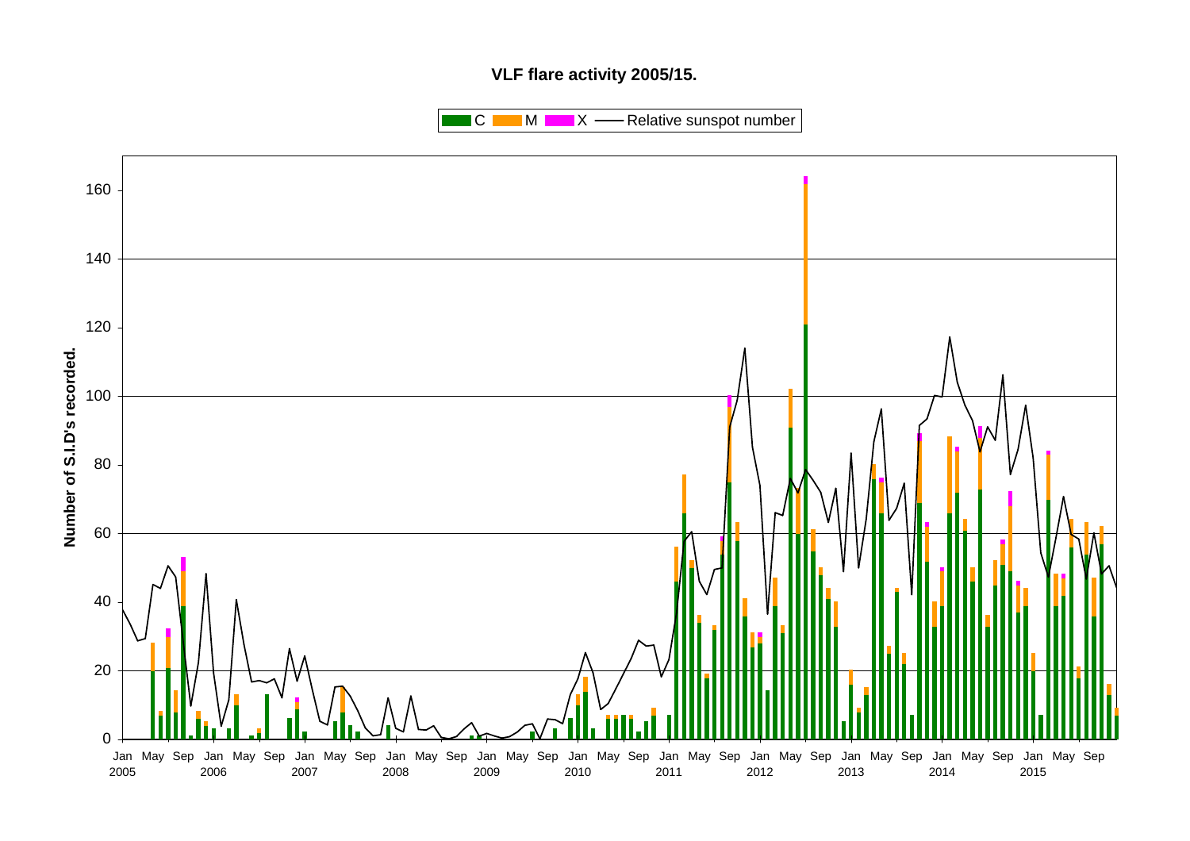**VLF flare activity 2005/15.**

Legend: C, M, X, Relative sunspot number

Y-axis: Number of S.I.D's recorded.

X-axis: Jan 2005 – Sep 2015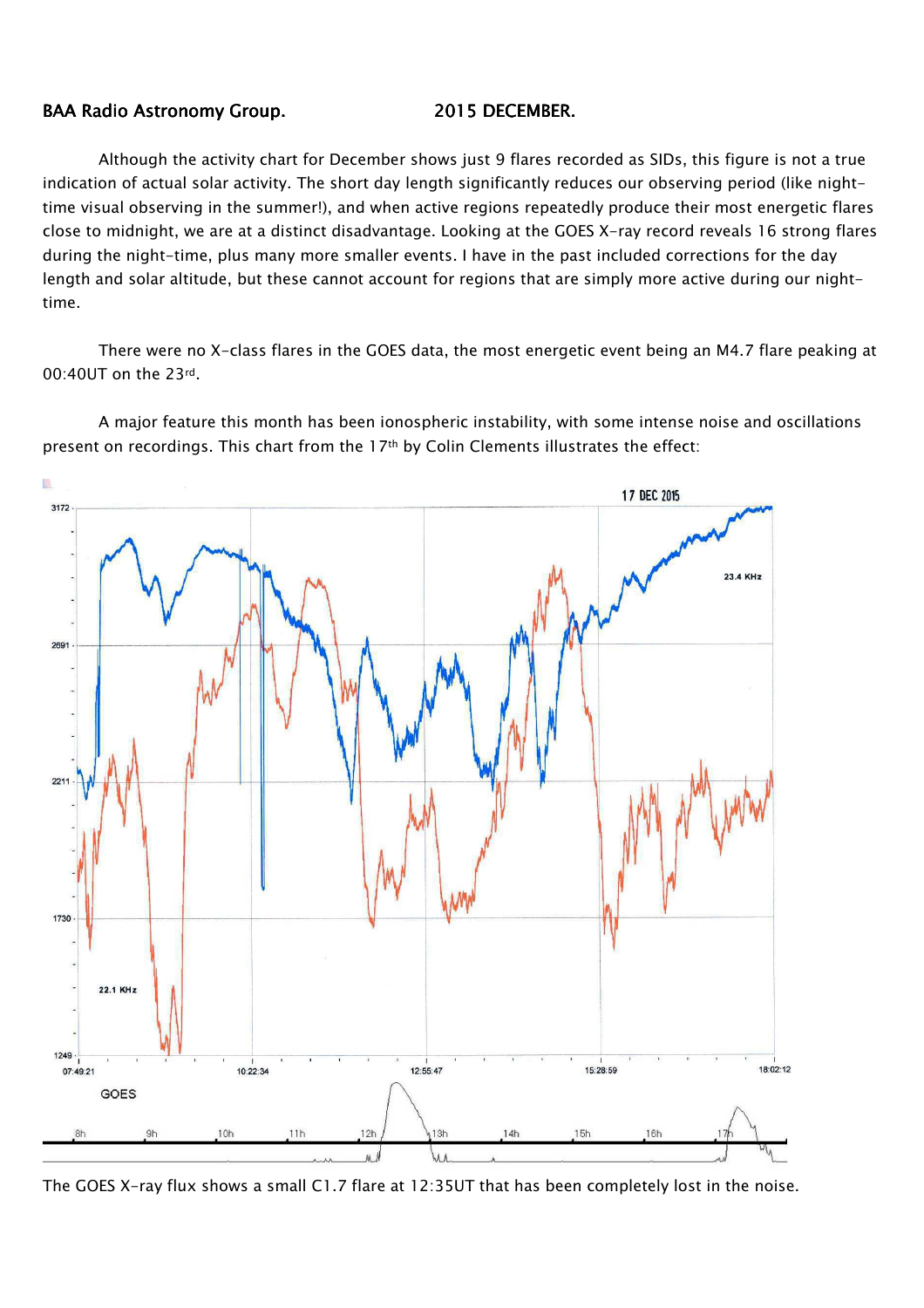BAA Radio Astronomy Group. 2015 DECEMBER.

Although the activity chart for December shows just 9 flares recorded as SIDs, this figure is not a true indication of actual solar activity. The short day length significantly reduces our observing period (like night-time visual observing in the summer!), and when active regions repeatedly produce their most energetic flares close to midnight, we are at a distinct disadvantage. Looking at the GOES X-ray record reveals 16 strong flares during the night-time, plus many more smaller events. I have in the past included corrections for the day length and solar altitude, but these cannot account for regions that are simply more active during our night-time.

There were no X-class flares in the GOES data, the most energetic event being an M4.7 flare peaking at 00:40UT on the 23rd.

A major feature this month has been ionospheric instability, with some intense noise and oscillations present on recordings. This chart from the 17th by Colin Clements illustrates the effect:

The GOES X-ray flux shows a small C1.7 flare at 12:35UT that has been completely lost in the noise.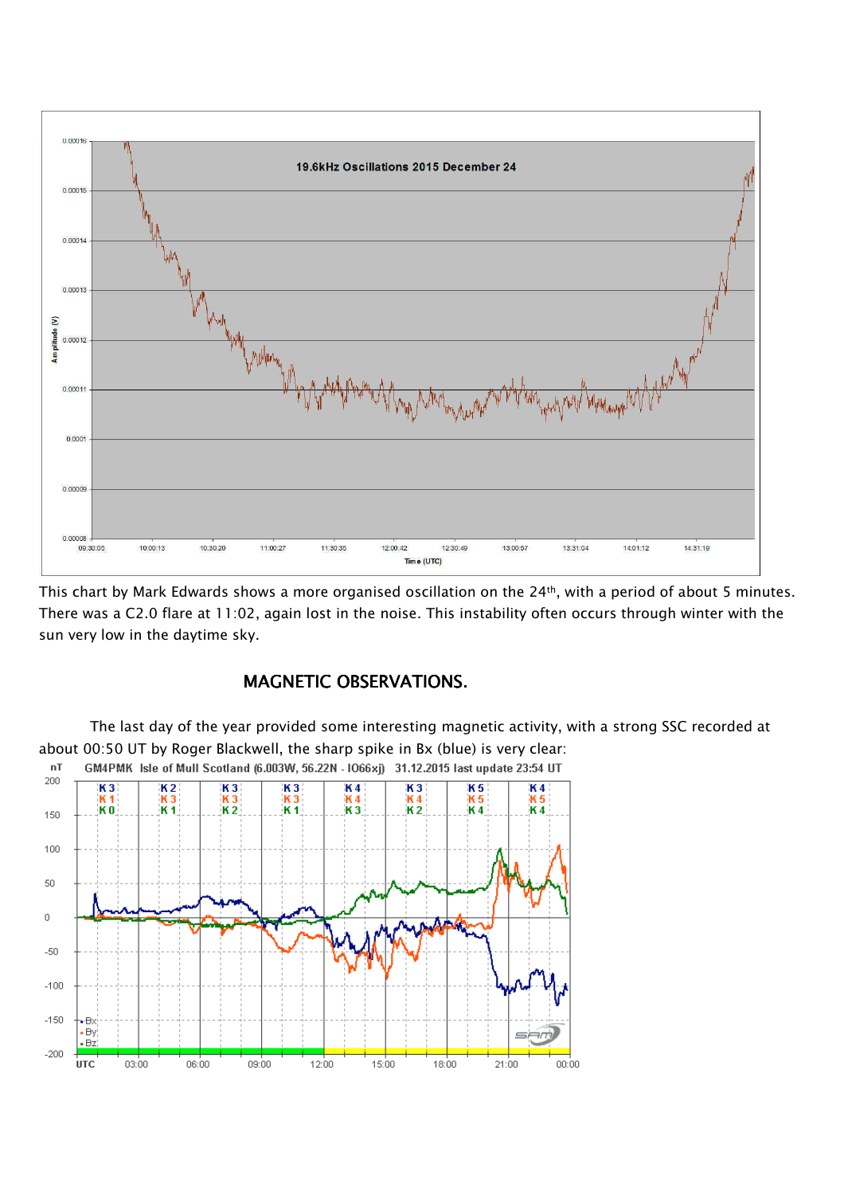This chart by Mark Edwards shows a more organised oscillation on the 24th, with a period of about 5 minutes. There was a C2.0 flare at 11:02, again lost in the noise. This instability often occurs through winter with the sun very low in the daytime sky.

## MAGNETIC OBSERVATIONS.

The last day of the year provided some interesting magnetic activity, with a strong SSC recorded at about 00:50 UT by Roger Blackwell, the sharp spike in Bx (blue) is very clear: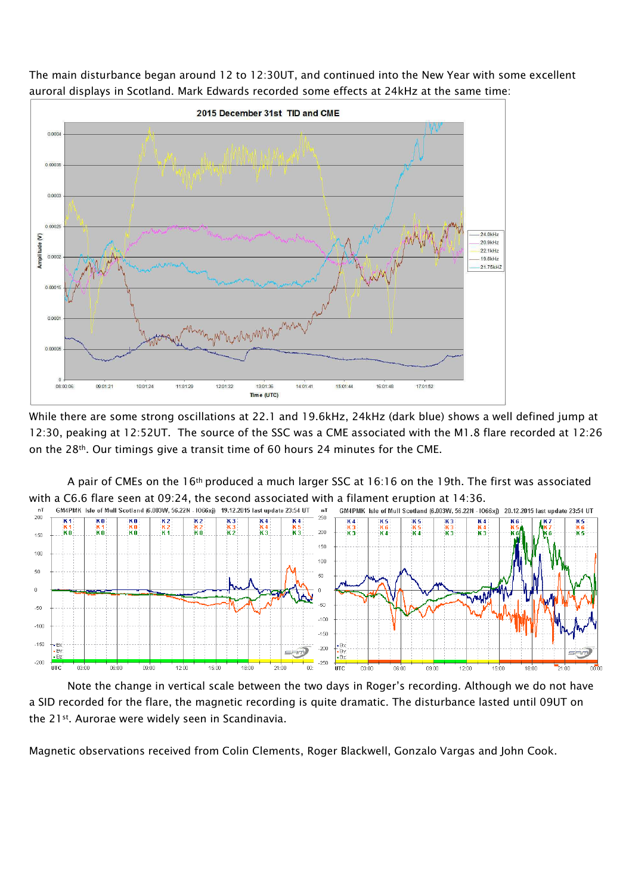The main disturbance began around 12 to 12:30UT, and continued into the New Year with some excellent auroral displays in Scotland. Mark Edwards recorded some effects at 24kHz at the same time:

While there are some strong oscillations at 22.1 and 19.6kHz, 24kHz (dark blue) shows a well defined jump at 12:30, peaking at 12:52UT. The source of the SSC was a CME associated with the M1.8 flare recorded at 12:26 on the 28th. Our timings give a transit time of 60 hours 24 minutes for the CME.

A pair of CMEs on the 16th produced a much larger SSC at 16:16 on the 19th. The first was associated with a C6.6 flare seen at 09:24, the second associated with a filament eruption at 14:36.

Note the change in vertical scale between the two days in Roger's recording. Although we do not have a SID recorded for the flare, the magnetic recording is quite dramatic. The disturbance lasted until 09UT on the 21st. Aurorae were widely seen in Scandinavia.

Magnetic observations received from Colin Clements, Roger Blackwell, Gonzalo Vargas and John Cook.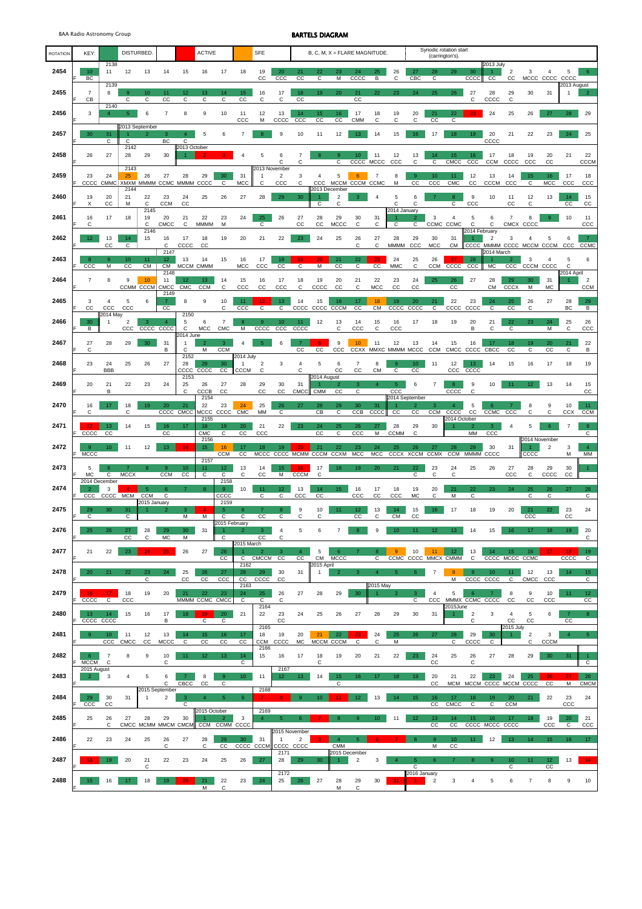BAA Radio Astronomy Group

# BARTELS DIAGRAM

Each cell gives the day of the month followed by any flare classes recorded that day. Carrington rotation start numbers and month labels are shown in parentheses in the cell where they appear.

| ROTATION | KEY: | | DISTURBED. | | | ACTIVE | | | SFE | | | | B, C, M, X = FLARE MAGNITUDE. | | | | | | Synodic rotation start (carrington's). | | | | | | | |
|---|---|---|---|---|---|---|---|---|---|---|---|---|---|---|---|---|---|---|---|---|---|---|---|---|---|---|
| 2454 | 10 BC | 11 (2138) | 12 | 13 | 14 | 15 | 16 | 17 | 18 | 19 CC | 20 CCC | 21 CC | 22 C | 23 M | 24 CCCC | 25 B | 26 C | 27 CBC | 28 C | 29 | 30 CCCC | 1 (2013 July) CC | 2 CC | 3 MCCC | 4 CCCC | 5 CCCC | 6 |
| 2455 | 7 CB | 8 (2139) | 9 C | 10 C | 11 CC | 12 C | 13 C | 14 C | 15 CC | 16 C | 17 C | 18 CC | 19 | 20 | 21 CC | 22 | 23 | 24 | 25 | 26 | 27 C | 28 CCCC | 29 C | 30 | 31 | 1 (2013 August) | 2 |
| 2456 | 3 | 4 (2140) | 5 | 6 | 7 | 8 | 9 | 10 | 11 CCC | 12 M | 13 CCCC | 14 CCC | 15 CC | 16 CC | 17 CMM | 18 C | 19 C | 20 C | 21 CC | 22 C | 23 | 24 | 25 | 26 | 27 | 28 | 29 |
| 2457 | 30 | 31 C | 1 (2013 September) C | 2 | 3 BC | 4 C | 5 | 6 | 7 | 8 | 9 | 10 | 11 | 12 | 13 | 14 | 15 | 16 | 17 | 18 | 19 | 20 CCCC | 21 | 22 | 23 | 24 | 25 |
| 2458 | 26 | 27 | 28 (2142) | 29 | 30 | 1 (2013 October) | 2 | 3 | 4 | 5 | 6 C | 7 C | 8 | 9 C | 10 CCCC | 11 MCCC | 12 CCC | 13 C | 14 C | 15 CMCC | 16 CCC | 17 CCM | 18 CCCC | 19 CCC | 20 CC | 21 | 22 CCCM |
| 2459 | 23 CCCC | 24 CMMC | 25 (2143) XMXM | 26 MMMM | 27 CCMC | 28 MMMM | 29 CCCC | 30 C | 31 MCC | 1 (2013 November) C | 2 CCC | 3 C | 4 CCC | 5 MCCM | 6 CCCM | 7 CCMC | 8 M | 9 CC | 10 CCC | 11 CMC | 12 CC | 13 CCCM | 14 CCC | 15 C | 16 MCC | 17 CCC | 18 CCC |
| 2460 | 19 X | 20 CC | 21 (2144) M | 22 C | 23 CCM | 24 CC | 25 | 26 | 27 | 28 | 29 | 30 | 1 (2013 December) C | 2 C | 3 | 4 | 5 C | 6 C | 7 | 8 C | 9 CCC | 10 | 11 CC | 12 C | 13 | 14 CC | 15 CC |
| 2461 | 16 C | 17 | 18 | 19 (2145) C | 20 CMCC | 21 C | 22 MMMM | 23 M | 24 | 25 C | 26 | 27 CC | 28 CC | 29 MCCC | 30 C | 31 C | 1 (2014 January) C | 2 C | 3 CCMC | 4 CCMC | 5 C | 6 C | 7 CMCX | 8 CCCC | 9 | 10 | 11 CCC |
| 2462 | 12 | 13 CC | 14 (2146) C | 15 | 16 CC | 17 CCCC | 18 CC | 19 | 20 | 21 | 22 | 23 | 24 | 25 | 26 C | 27 C | 28 MMMM | 29 CCC | 30 MCC | 31 CM | 1 (2014 February) CCCC | 2 MMMM | 3 CCCC | 4 MCCM | 5 CCCM | 6 CCC | 7 CCMC |
| 2463 | 8 CCC | 9 M | 10 CC | 11 CM | 12 (2147) CM | 13 MCCM | 14 CMMM | 15 | 16 MCC | 17 CCC | 18 CC | 19 C | 20 M | 21 CC | 22 C | 23 CC | 24 MMC | 25 C | 26 CCM | 27 CCCC | 28 CCC | 1 (2014 March) MC | 2 CCC | 3 CCCM | 4 CCCC | 5 C | 6 |
| 2464 | 7 | 8 | 9 CCMM | 10 CCCM | 11 (2148) CMCC | 12 CMC | 13 CCM | 14 C | 15 CCC | 16 CC | 17 CCC | 18 C | 19 CCCC | 20 CC | 21 C | 22 MCC | 23 CC | 24 C | 25 | 26 CC | 27 | 28 CM | 29 CCCX | 30 M | 31 MC | 1 (2014 April) | 2 CCM |
| 2465 | 3 CC | 4 CCC | 5 CCC | 6 | 7 (2149) CC | 8 | 9 | 10 CCC | 11 C | 12 C | 13 C | 14 CCCC | 15 CCCC | 16 CCCM | 17 CC | 18 CM | 19 CCCC | 20 CCCC | 21 C | 22 CCCC | 23 CCCC | 24 C | 25 CC | 26 C | 27 | 28 BC | 29 B |
| 2466 | 30 B | 1 (2014 May) | 2 CCC | 3 CCCC | 4 CCCC | 5 (2150) C | 6 MCC | 7 CMC | 8 M | 9 CCCC | 10 CCC | 11 CCCC | 12 | 13 C | 14 CCC | 15 C | 16 CCC | 17 | 18 | 19 | 20 B | 21 C | 22 C | 23 | 24 M | 25 C | 26 CCC |
| 2467 | 27 C | 28 | 29 | 30 | 31 B | 1 (2014 June) C | 2 M | 3 CCM | 4 | 5 | 6 | 7 CC | 8 CC | 9 CCC | 10 CCXX | 11 MMXC | 12 MMMM | 13 MCCC | 14 CCM | 15 CMCC | 16 CCCC | 17 CBCC | 18 CC | 19 C | 20 CC | 21 C | 22 B |
| 2468 | 23 | 24 BBB | 25 | 26 | 27 | 28 (2152) CCCC | 29 CCCC | 30 CC | 1 (2014 July) CCCM | 2 C | 3 | 4 C | 5 | 6 CC | 7 CC | 8 CM | 9 C | 10 CC | 11 | 12 CCC | 13 CCCC | 14 | 15 | 16 | 17 | 18 | 19 |
| 2469 | 20 | 21 B | 22 | 23 | 24 | 25 (2153) C | 26 CCCB | 27 CC | 28 | 29 CC | 30 CC | 31 CMCC | 1 (2014 August) CMM | 2 CC | 3 C | 4 | 5 CCC | 6 | 7 | 8 CCCC | 9 C | 10 | 11 | 12 | 13 | 14 | 15 CC |
| 2470 | 16 C | 17 | 18 C | 19 | 20 CCCC | 21 CMCC | 22 (2154) MCCC | 23 CCCC | 24 CMC | 25 MM | 26 C | 27 | 28 CB | 29 C | 30 CCB | 31 CCCC | 1 (2014 September) CC | 2 CC | 3 CCM | 4 CCCC | 5 CC | 6 CCMC | 7 CCC | 8 C | 9 C | 10 CCX | 11 CCM |
| 2471 | 12 CCCC | 13 CC | 14 | 15 | 16 CC | 17 | 18 (2155) CMC | 19 C | 20 CC | 21 CCC | 22 | 23 | 24 CC | 25 C | 26 CCC | 27 M | 28 CCMM | 29 C | 30 | 1 (2014 October) | 2 MM | 3 CCC | 4 | 5 | 6 | 7 | 8 C |
| 2472 | 9 MCCC | 10 | 11 | 12 | 13 | 14 | 15 (2156) | 16 CCM | 17 CC | 18 MCCC | 19 CCCC | 20 MCMM | 21 CCCM | 22 CCXM | 23 MCC | 24 MCC | 25 CCCX | 26 XCCM | 27 CCMX | 28 CCM | 29 MMMM | 30 CCCC | 31 | 1 (2014 November) CCCC | 2 | 3 M | 4 MM |
| 2473 | 5 MC | 6 C | 7 MCCX | 8 | 9 CCM | 10 CC | 11 (2157) C | 12 C | 13 C | 14 M | 15 CC | 16 CCCM | 17 C | 18 | 19 | 20 | 21 | 22 C | 23 C | 24 C | 25 | 26 | 27 CCC | 28 CC | 29 CCCC | 30 CC | 1 |
| 2474 | 2 (2014 December) CCC | 3 CCCC | 4 MCM | 5 CCM | 6 C | 7 | 8 | 9 (2158) CCCC | 10 | 11 C | 12 C | 13 CCC | 14 CC | 15 | 16 CCC | 17 CC | 18 CCC | 19 MC | 20 C | 21 M | 22 C | 23 | 24 | 25 C | 26 C | 27 | 28 C |
| 2475 | 29 C | 30 C | 31 C | 1 (2015 January) | 2 | 3 M | 4 M | 5 (2159) C | 6 C | 7 CC | 8 C | 9 C | 10 CC | 11 | 12 CC | 13 C | 14 CM | 15 CC | 16 | 17 | 18 | 19 | 20 | 21 CCC | 22 | 23 CC | 24 |
| 2476 | 25 | 26 | 27 CC | 28 C | 29 MC | 30 M | 31 | 1 (2015 February) C | 2 | 3 CC | 4 C | 5 | 6 | 7 | 8 | 9 | 10 | 11 | 12 | 13 | 14 | 15 | 16 | 17 | 18 | 19 | 20 C |
| 2477 | 21 | 22 | 23 | 24 | 25 | 26 | 27 | 28 CC | 1 (2015 March) C | 2 CMCCM | 3 CC | 4 CC | 5 CM | 6 MCCC | 7 | 8 C | 9 CCMC | 10 CCCC | 11 MMCX | 12 CMMM | 13 C | 14 CCCC | 15 MCCC | 16 CCMC | 17 | 18 CCCC | 19 C |
| 2478 | 20 | 21 | 22 | 23 C | 24 | 25 CC | 26 CC | 27 CCC | 28 (2162) CC | 29 CCCC | 30 CC | 31 | 1 (2015 April) | 2 | 3 | 4 | 5 | 6 | 7 | 8 M | 9 CCCC | 10 CCCC | 11 C | 12 CMCC | 13 CCC | 14 | 15 C |
| 2479 | 16 CCCC | 17 C | 18 CCC | 19 | 20 | 21 MMMM | 22 CCMC | 23 CMCC | 24 (2163) C | 25 C | 26 C | 27 | 28 | 29 | 30 | 1 (2015 May) | 2 | 3 C | 4 CCC | 5 MMMX | 6 CCMC | 7 CCCC | 8 CC | 9 CC | 10 CCC | 11 | 12 CC |
| 2480 | 13 CCCC | 14 CCCC | 15 | 16 | 17 B | 18 | 19 C | 20 C | 21 | 22 (2164) | 23 CC | 24 | 25 | 26 | 27 | 28 | 29 | 30 | 31 | 1 (2015June) | 2 C | 3 | 4 CC | 5 CC | 6 | 7 CC | 8 |
| 2481 | 9 | 10 CCC | 11 CMCC | 12 CC | 13 MCC | 14 C | 15 CC | 16 CC | 17 CC | 18 (2165) CCM | 19 CCCC | 20 MC | 21 MCCM | 22 CCCM | 23 C | 24 C | 25 M | 26 | 27 | 28 C | 29 CCCC | 30 C | 1 (2015 July) | 2 C | 3 CCCM | 4 | 5 |
| 2482 | 6 MCCM | 7 C | 8 | 9 | 10 C | 11 | 12 | 13 | 14 C | 15 (2166) | 16 | 17 | 18 C | 19 | 20 | 21 | 22 | 23 | 24 CC | 25 | 26 C | 27 | 28 | 29 | 30 | 31 | 1 C |
| 2483 | 2 (2015 August) | 3 | 4 | 5 | 6 C | 7 CBCC | 8 CC | 9 C | 10 | 11 | 12 (2167) | 13 | 14 | 15 C | 16 | 17 | 18 | 19 | 20 CC | 21 MCM | 22 MCCM | 23 CCCC | 24 MCCM | 25 CCCC | 26 CC | 27 M | 28 CMCM |
| 2484 | 29 CCC | 30 CC | 31 | 1 (2015 September) | 2 | 3 C | 4 | 5 | 6 | 7 (2168) | 8 | 9 | 10 | 11 | 12 | 13 | 14 | 15 | 16 CC | 17 CMCC | 18 C | 19 C | 20 CCM | 21 | 22 | 23 CCC | 24 |
| 2485 | 25 | 26 C | 27 CMCC | 28 MCMM | 29 MMCM | 30 CMCM | 1 (2015 October) CCM | 2 CCMM | 3 CCCC | 4 (2169) | 5 | 6 | 7 | 8 | 9 | 10 | 11 | 12 | 13 CC | 14 CC | 15 CCCC | 16 MCCC | 17 CCCC | 18 | 19 CCC | 20 C | 21 CCC |
| 2486 | 22 | 23 | 24 | 25 | 26 C | 27 | 28 C | 29 CC | 30 CCCC | 31 CCCM | 1 (2015 November) CCCC | 2 CCCC | 3 | 4 CMM | 5 | 6 | 7 | 8 | 9 M | 10 CC | 11 | 12 | 13 | 14 | 15 | 16 | 17 |
| 2487 | 18 | 19 | 20 | 21 C | 22 | 23 | 24 | 25 | 26 | 27 | 28 (2171) | 29 | 30 | 1 (2015 December) | 2 | 3 | 4 | 5 C | 6 | 7 | 8 | 9 | 10 C | 11 | 12 CC | 13 | 14 |
| 2488 | 15 | 16 | 17 | 18 | 19 | 20 | 21 M | 22 C | 23 | 24 | 25 (2172) | 26 | 27 | 28 M | 29 C | 30 | 31 | 1 (2016 January) | 2 | 3 | 4 | 5 | 6 | 7 | 8 | 9 | 10 |